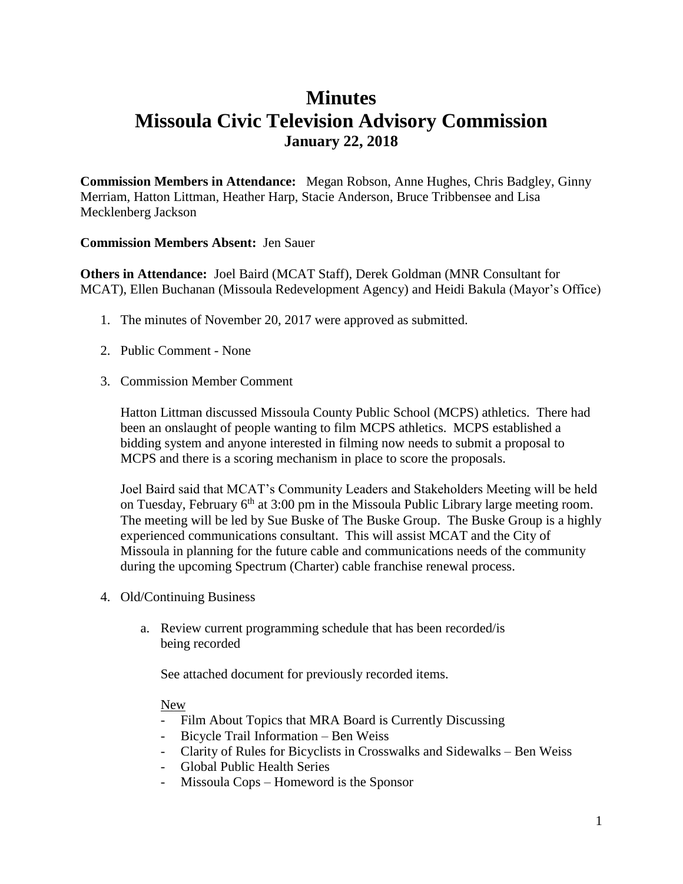# Minutes
# Missoula Civic Television Advisory Commission
### January 22, 2018

**Commission Members in Attendance:** Megan Robson, Anne Hughes, Chris Badgley, Ginny Merriam, Hatton Littman, Heather Harp, Stacie Anderson, Bruce Tribbensee and Lisa Mecklenberg Jackson

**Commission Members Absent:** Jen Sauer

**Others in Attendance:** Joel Baird (MCAT Staff), Derek Goldman (MNR Consultant for MCAT), Ellen Buchanan (Missoula Redevelopment Agency) and Heidi Bakula (Mayor's Office)

1. The minutes of November 20, 2017 were approved as submitted.

2. Public Comment - None

3. Commission Member Comment

   Hatton Littman discussed Missoula County Public School (MCPS) athletics. There had been an onslaught of people wanting to film MCPS athletics. MCPS established a bidding system and anyone interested in filming now needs to submit a proposal to MCPS and there is a scoring mechanism in place to score the proposals.

   Joel Baird said that MCAT's Community Leaders and Stakeholders Meeting will be held on Tuesday, February 6th at 3:00 pm in the Missoula Public Library large meeting room. The meeting will be led by Sue Buske of The Buske Group. The Buske Group is a highly experienced communications consultant. This will assist MCAT and the City of Missoula in planning for the future cable and communications needs of the community during the upcoming Spectrum (Charter) cable franchise renewal process.

4. Old/Continuing Business

   a. Review current programming schedule that has been recorded/is being recorded

      See attached document for previously recorded items.

      New
      - Film About Topics that MRA Board is Currently Discussing
      - Bicycle Trail Information – Ben Weiss
      - Clarity of Rules for Bicyclists in Crosswalks and Sidewalks – Ben Weiss
      - Global Public Health Series
      - Missoula Cops – Homeword is the Sponsor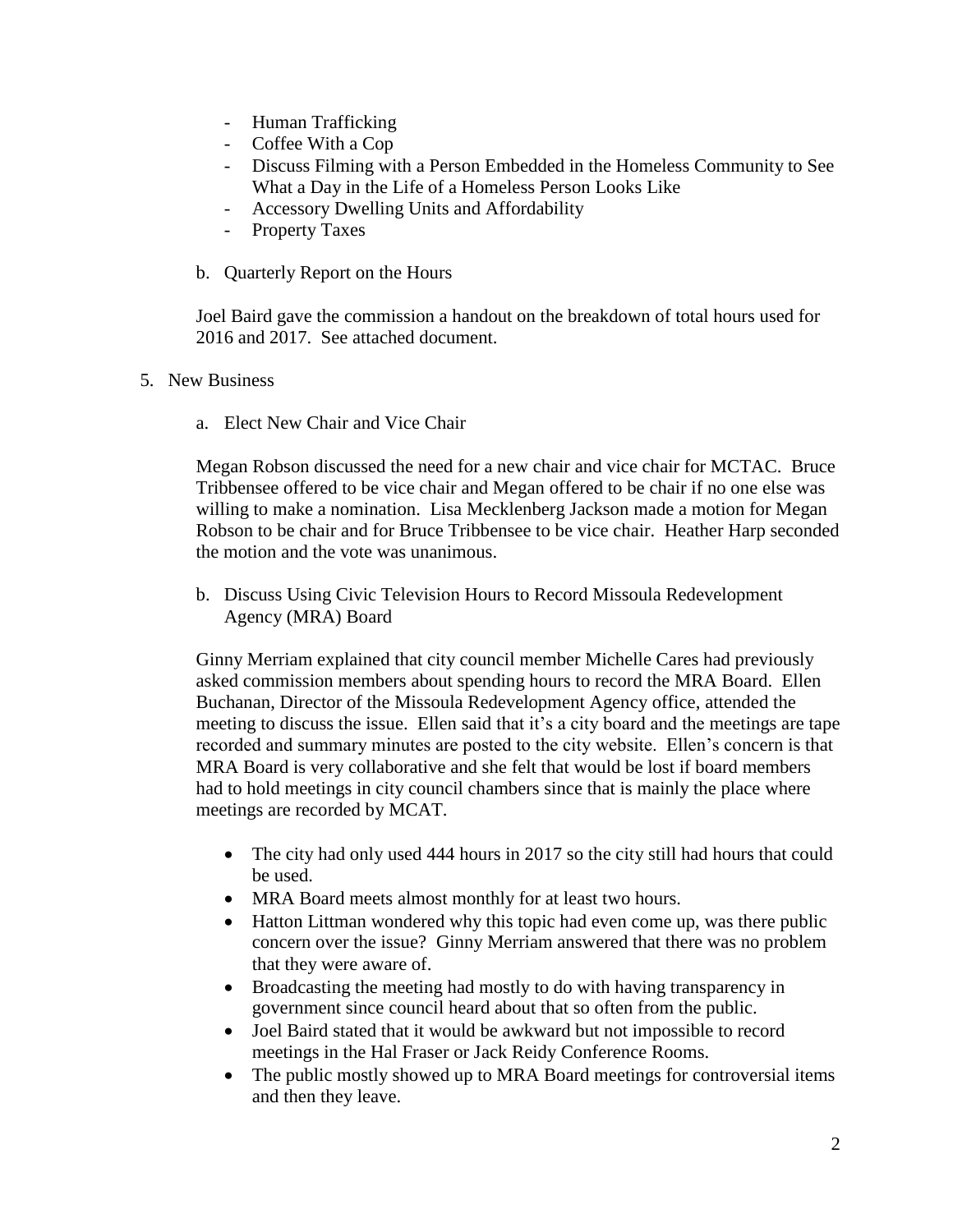- Human Trafficking
- Coffee With a Cop
- Discuss Filming with a Person Embedded in the Homeless Community to See What a Day in the Life of a Homeless Person Looks Like
- Accessory Dwelling Units and Affordability
- Property Taxes

b. Quarterly Report on the Hours

Joel Baird gave the commission a handout on the breakdown of total hours used for 2016 and 2017. See attached document.

5. New Business

a. Elect New Chair and Vice Chair

Megan Robson discussed the need for a new chair and vice chair for MCTAC. Bruce Tribbensee offered to be vice chair and Megan offered to be chair if no one else was willing to make a nomination. Lisa Mecklenberg Jackson made a motion for Megan Robson to be chair and for Bruce Tribbensee to be vice chair. Heather Harp seconded the motion and the vote was unanimous.

b. Discuss Using Civic Television Hours to Record Missoula Redevelopment Agency (MRA) Board

Ginny Merriam explained that city council member Michelle Cares had previously asked commission members about spending hours to record the MRA Board. Ellen Buchanan, Director of the Missoula Redevelopment Agency office, attended the meeting to discuss the issue. Ellen said that it's a city board and the meetings are tape recorded and summary minutes are posted to the city website. Ellen's concern is that MRA Board is very collaborative and she felt that would be lost if board members had to hold meetings in city council chambers since that is mainly the place where meetings are recorded by MCAT.

- The city had only used 444 hours in 2017 so the city still had hours that could be used.
- MRA Board meets almost monthly for at least two hours.
- Hatton Littman wondered why this topic had even come up, was there public concern over the issue? Ginny Merriam answered that there was no problem that they were aware of.
- Broadcasting the meeting had mostly to do with having transparency in government since council heard about that so often from the public.
- Joel Baird stated that it would be awkward but not impossible to record meetings in the Hal Fraser or Jack Reidy Conference Rooms.
- The public mostly showed up to MRA Board meetings for controversial items and then they leave.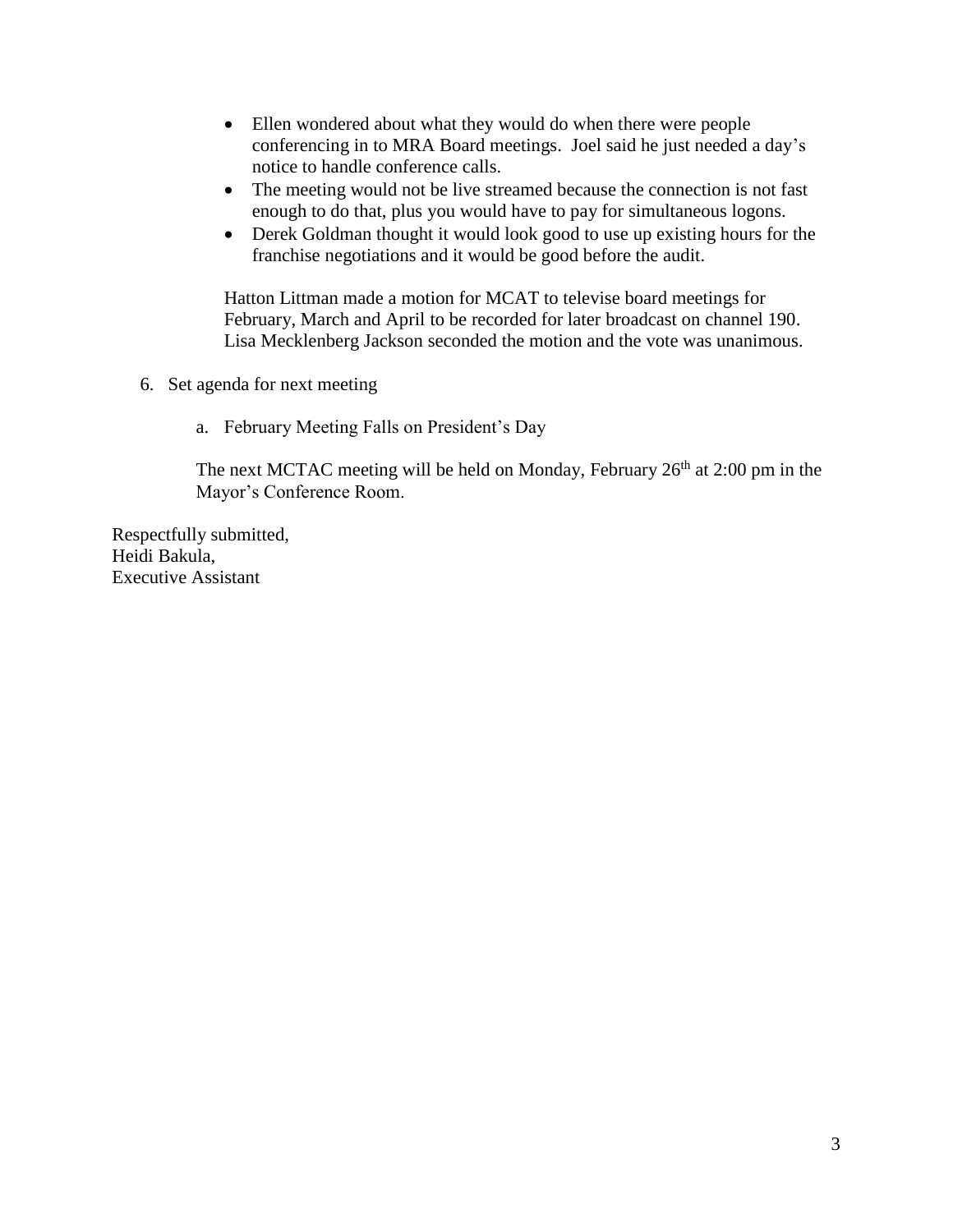- Ellen wondered about what they would do when there were people conferencing in to MRA Board meetings. Joel said he just needed a day's notice to handle conference calls.
- The meeting would not be live streamed because the connection is not fast enough to do that, plus you would have to pay for simultaneous logons.
- Derek Goldman thought it would look good to use up existing hours for the franchise negotiations and it would be good before the audit.

Hatton Littman made a motion for MCAT to televise board meetings for February, March and April to be recorded for later broadcast on channel 190. Lisa Mecklenberg Jackson seconded the motion and the vote was unanimous.

6. Set agenda for next meeting

   a. February Meeting Falls on President's Day

   The next MCTAC meeting will be held on Monday, February 26th at 2:00 pm in the Mayor's Conference Room.

Respectfully submitted,
Heidi Bakula,
Executive Assistant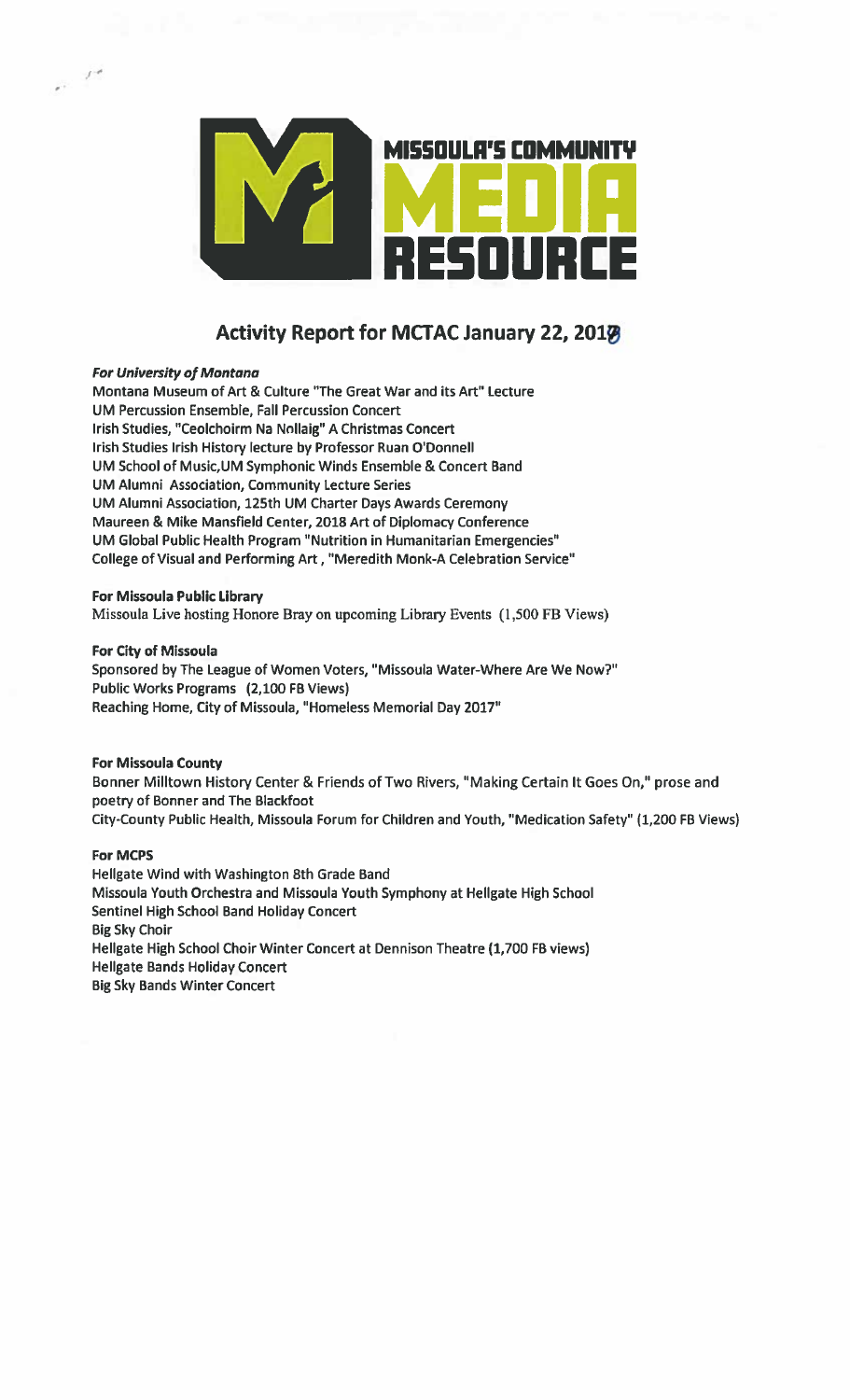MISSOULA'S COMMUNITY MEDIA RESOURCE

## Activity Report for MCTAC January 22, 2018

***For University of Montana***

Montana Museum of Art & Culture "The Great War and its Art" Lecture
UM Percussion Ensemble, Fall Percussion Concert
Irish Studies, "Ceolchoirm Na Nollaig" A Christmas Concert
Irish Studies Irish History lecture by Professor Ruan O'Donnell
UM School of Music,UM Symphonic Winds Ensemble & Concert Band
UM Alumni Association, Community Lecture Series
UM Alumni Association, 125th UM Charter Days Awards Ceremony
Maureen & Mike Mansfield Center, 2018 Art of Diplomacy Conference
UM Global Public Health Program "Nutrition in Humanitarian Emergencies"
College of Visual and Performing Art , "Meredith Monk-A Celebration Service"

**For Missoula Public Library**

Missoula Live hosting Honore Bray on upcoming Library Events (1,500 FB Views)

**For City of Missoula**

Sponsored by The League of Women Voters, "Missoula Water-Where Are We Now?"
Public Works Programs (2,100 FB Views)
Reaching Home, City of Missoula, "Homeless Memorial Day 2017"

**For Missoula County**

Bonner Milltown History Center & Friends of Two Rivers, "Making Certain It Goes On," prose and poetry of Bonner and The Blackfoot
City-County Public Health, Missoula Forum for Children and Youth, "Medication Safety" (1,200 FB Views)

**For MCPS**

Hellgate Wind with Washington 8th Grade Band
Missoula Youth Orchestra and Missoula Youth Symphony at Hellgate High School
Sentinel High School Band Holiday Concert
Big Sky Choir
Hellgate High School Choir Winter Concert at Dennison Theatre (1,700 FB views)
Hellgate Bands Holiday Concert
Big Sky Bands Winter Concert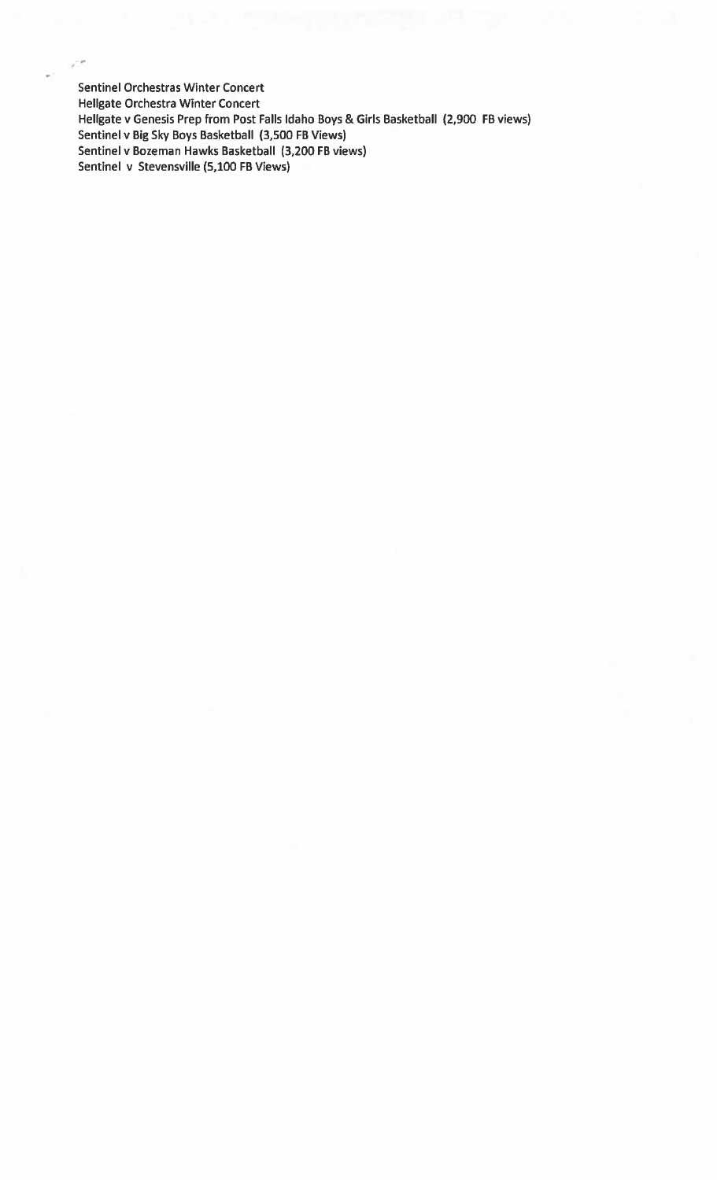Sentinel Orchestras Winter Concert
Hellgate Orchestra Winter Concert
Hellgate v Genesis Prep from Post Falls Idaho Boys & Girls Basketball (2,900 FB views)
Sentinel v Big Sky Boys Basketball (3,500 FB Views)
Sentinel v Bozeman Hawks Basketball (3,200 FB views)
Sentinel v Stevensville (5,100 FB Views)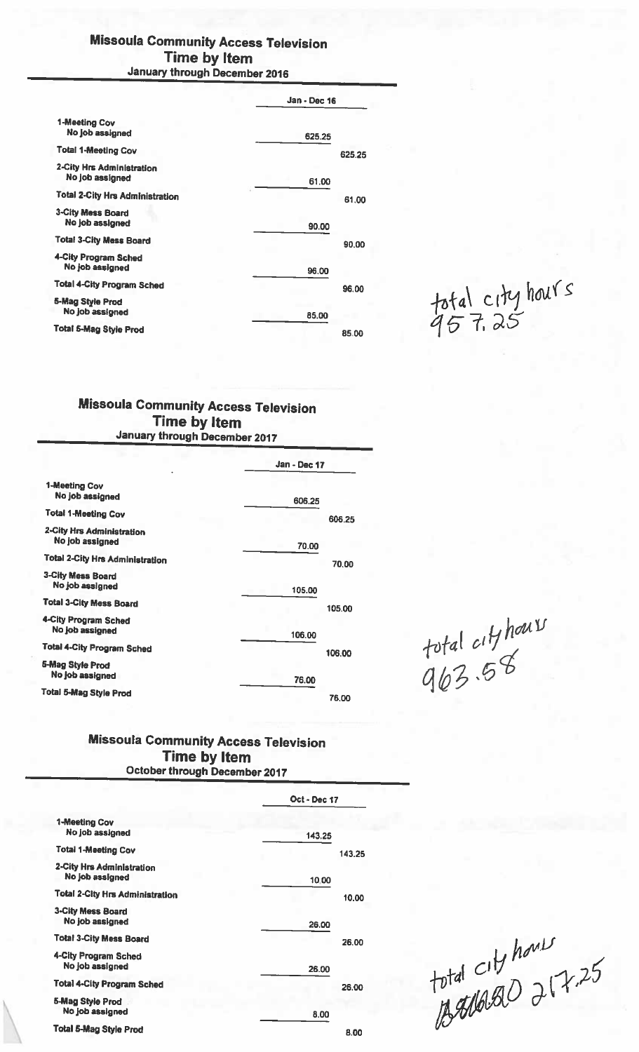## Missoula Community Access Television
### Time by Item
**January through December 2016**

| | Jan - Dec 16 | |
|---|---|---|
| **1-Meeting Cov** | | |
| **No job assigned** | 625.25 | |
| **Total 1-Meeting Cov** | | 625.25 |
| **2-City Hrs Administration** | | |
| **No job assigned** | 61.00 | |
| **Total 2-City Hrs Administration** | | 61.00 |
| **3-City Mess Board** | | |
| **No job assigned** | 90.00 | |
| **Total 3-City Mess Board** | | 90.00 |
| **4-City Program Sched** | | |
| **No job assigned** | 96.00 | |
| **Total 4-City Program Sched** | | 96.00 |
| **5-Mag Style Prod** | | |
| **No job assigned** | 85.00 | |
| **Total 5-Mag Style Prod** | | 85.00 |

total city hours
957.25

## Missoula Community Access Television
### Time by Item
**January through December 2017**

| | Jan - Dec 17 | |
|---|---|---|
| **1-Meeting Cov** | | |
| **No job assigned** | 606.25 | |
| **Total 1-Meeting Cov** | | 606.25 |
| **2-City Hrs Administration** | | |
| **No job assigned** | 70.00 | |
| **Total 2-City Hrs Administration** | | 70.00 |
| **3-City Mess Board** | | |
| **No job assigned** | 105.00 | |
| **Total 3-City Mess Board** | | 105.00 |
| **4-City Program Sched** | | |
| **No job assigned** | 106.00 | |
| **Total 4-City Program Sched** | | 106.00 |
| **5-Mag Style Prod** | | |
| **No job assigned** | 76.00 | |
| **Total 5-Mag Style Prod** | | 76.00 |

total city hours
963.58

## Missoula Community Access Television
### Time by Item
**October through December 2017**

| | Oct - Dec 17 | |
|---|---|---|
| **1-Meeting Cov** | | |
| **No job assigned** | 143.25 | |
| **Total 1-Meeting Cov** | | 143.25 |
| **2-City Hrs Administration** | | |
| **No job assigned** | 10.00 | |
| **Total 2-City Hrs Administration** | | 10.00 |
| **3-City Mess Board** | | |
| **No job assigned** | 26.00 | |
| **Total 3-City Mess Board** | | 26.00 |
| **4-City Program Sched** | | |
| **No job assigned** | 26.00 | |
| **Total 4-City Program Sched** | | 26.00 |
| **5-Mag Style Prod** | | |
| **No job assigned** | 8.00 | |
| **Total 5-Mag Style Prod** | | 8.00 |

total city hours
~~[illegible]~~ 217.25